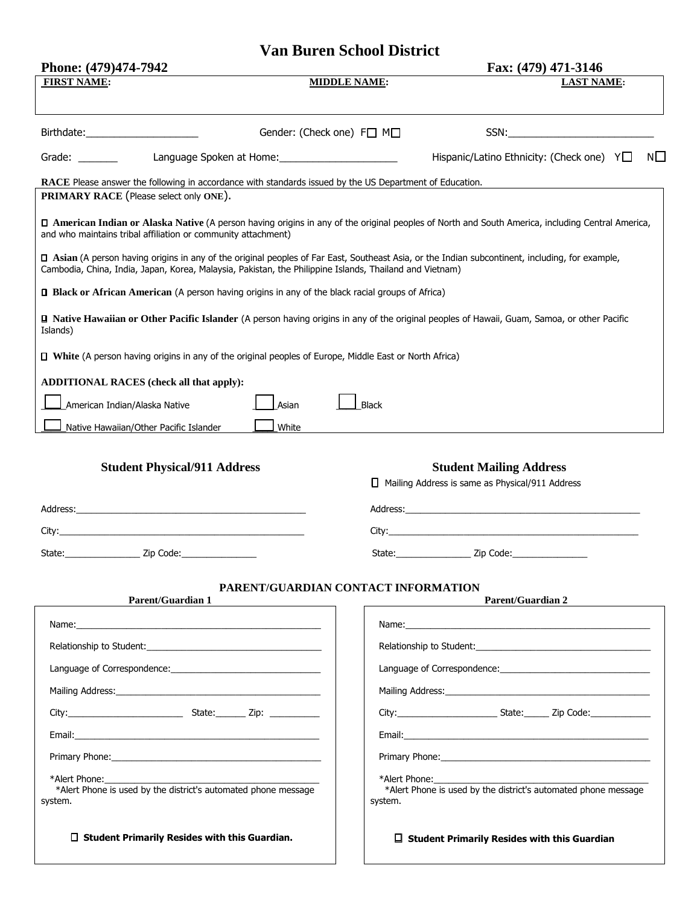# Van Buren School District

**Phone: (479)474-7942** **Fax: (479) 471-3146**

| **FIRST NAME:** | **MIDDLE NAME:** | **LAST NAME:** |
| --- | --- | --- |
| | | |

Birthdate:____________________ Gender: (Check one) F☐ M☐ SSN:__________________________

Grade: _______ Language Spoken at Home:_____________________ Hispanic/Latino Ethnicity: (Check one) Y☐ N☐

**RACE** Please answer the following in accordance with standards issued by the US Department of Education.

**PRIMARY RACE** (Please select only **ONE**).

☐ **American Indian or Alaska Native** (A person having origins in any of the original peoples of North and South America, including Central America, and who maintains tribal affiliation or community attachment)

☐ **Asian** (A person having origins in any of the original peoples of Far East, Southeast Asia, or the Indian subcontinent, including, for example, Cambodia, China, India, Japan, Korea, Malaysia, Pakistan, the Philippine Islands, Thailand and Vietnam)

☐ **Black or African American** (A person having origins in any of the black racial groups of Africa)

☐ **Native Hawaiian or Other Pacific Islander** (A person having origins in any of the original peoples of Hawaii, Guam, Samoa, or other Pacific Islands)

☐ **White** (A person having origins in any of the original peoples of Europe, Middle East or North Africa)

**ADDITIONAL RACES (check all that apply):**

☐ American Indian/Alaska Native ☐ Asian ☐ Black

☐ Native Hawaiian/Other Pacific Islander ☐ White

### Student Physical/911 Address

Address:_____________________________________________

City:_______________________________________________

State:_______________ Zip Code:_______________

### Student Mailing Address

☐ Mailing Address is same as Physical/911 Address

Address:_____________________________________________

City:_______________________________________________

State:_______________ Zip Code:_______________

## PARENT/GUARDIAN CONTACT INFORMATION

### Parent/Guardian 1

Name:_____________________________________________

Relationship to Student:__________________________________

Language of Correspondence:______________________________

Mailing Address:________________________________________

City:______________________ State:______ Zip: __________

Email:______________________________________________

Primary Phone:__________________________________________

*Alert Phone:___________________________________________
*Alert Phone is used by the district's automated phone message system.

☐ **Student Primarily Resides with this Guardian.**

### Parent/Guardian 2

Name:_____________________________________________

Relationship to Student:__________________________________

Language of Correspondence:______________________________

Mailing Address:________________________________________

City:____________________ State:_____ Zip Code:____________

Email:______________________________________________

Primary Phone:__________________________________________

*Alert Phone:___________________________________________
*Alert Phone is used by the district's automated phone message system.

☐ **Student Primarily Resides with this Guardian**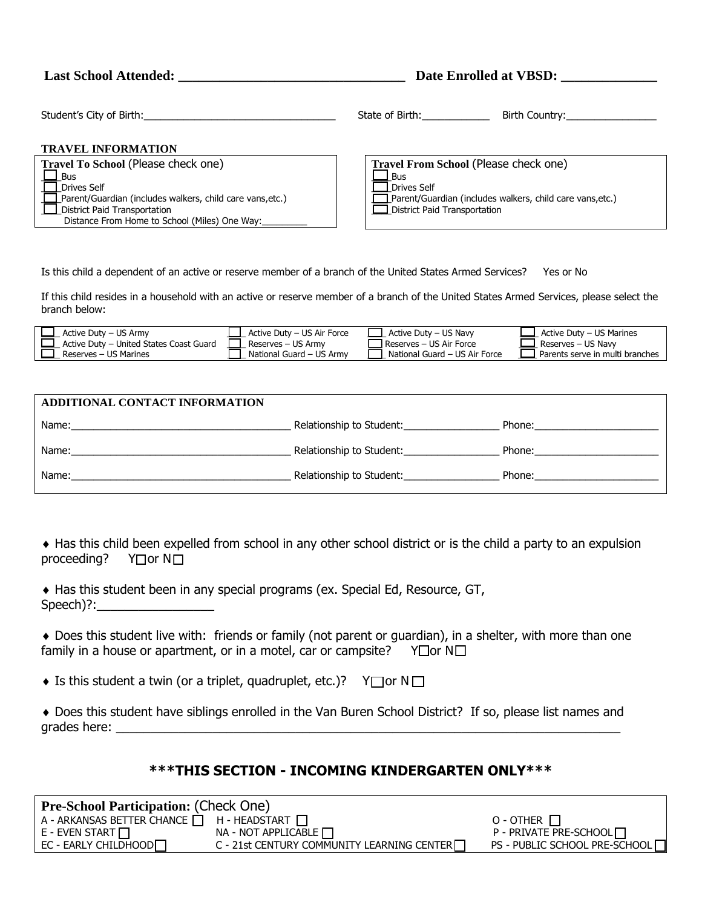**Last School Attended: ______________________________ Date Enrolled at VBSD: _____________**

Student's City of Birth:______________________________ State of Birth:___________ Birth Country:______________

**TRAVEL INFORMATION**

**Travel To School** (Please check one)

- ☐ Bus
- ☐ Drives Self
- ☐ Parent/Guardian (includes walkers, child care vans,etc.)
- ☐ District Paid Transportation

Distance From Home to School (Miles) One Way:_________

**Travel From School** (Please check one)

- ☐ Bus
- ☐ Drives Self
- ☐ Parent/Guardian (includes walkers, child care vans,etc.)
- ☐ District Paid Transportation

Is this child a dependent of an active or reserve member of a branch of the United States Armed Services? Yes or No

If this child resides in a household with an active or reserve member of a branch of the United States Armed Services, please select the branch below:

| | | | |
|---|---|---|---|
| ☐ Active Duty – US Army | ☐ Active Duty – US Air Force | ☐ Active Duty – US Navy | ☐ Active Duty – US Marines |
| ☐ Active Duty – United States Coast Guard | ☐ Reserves – US Army | ☐ Reserves – US Air Force | ☐ Reserves – US Navy |
| ☐ Reserves – US Marines | ☐ National Guard – US Army | ☐ National Guard – US Air Force | ☐ Parents serve in multi branches |

**ADDITIONAL CONTACT INFORMATION**

Name:______________________________ Relationship to Student:______________ Phone:__________________

Name:______________________________ Relationship to Student:______________ Phone:__________________

Name:______________________________ Relationship to Student:______________ Phone:__________________

♦ Has this child been expelled from school in any other school district or is the child a party to an expulsion proceeding? Y☐or N☐

♦ Has this student been in any special programs (ex. Special Ed, Resource, GT, Speech)?:_______________

♦ Does this student live with: friends or family (not parent or guardian), in a shelter, with more than one family in a house or apartment, or in a motel, car or campsite? Y☐or N☐

♦ Is this student a twin (or a triplet, quadruplet, etc.)? Y☐or N☐

♦ Does this student have siblings enrolled in the Van Buren School District? If so, please list names and grades here: ____________________________________________________________________

## ***THIS SECTION - INCOMING KINDERGARTEN ONLY***

**Pre-School Participation:** (Check One)

| | | |
|---|---|---|
| A - ARKANSAS BETTER CHANCE ☐ | H - HEADSTART ☐ | O - OTHER ☐ |
| E - EVEN START ☐ | NA - NOT APPLICABLE ☐ | P - PRIVATE PRE-SCHOOL ☐ |
| EC - EARLY CHILDHOOD ☐ | C - 21st CENTURY COMMUNITY LEARNING CENTER ☐ | PS - PUBLIC SCHOOL PRE-SCHOOL ☐ |